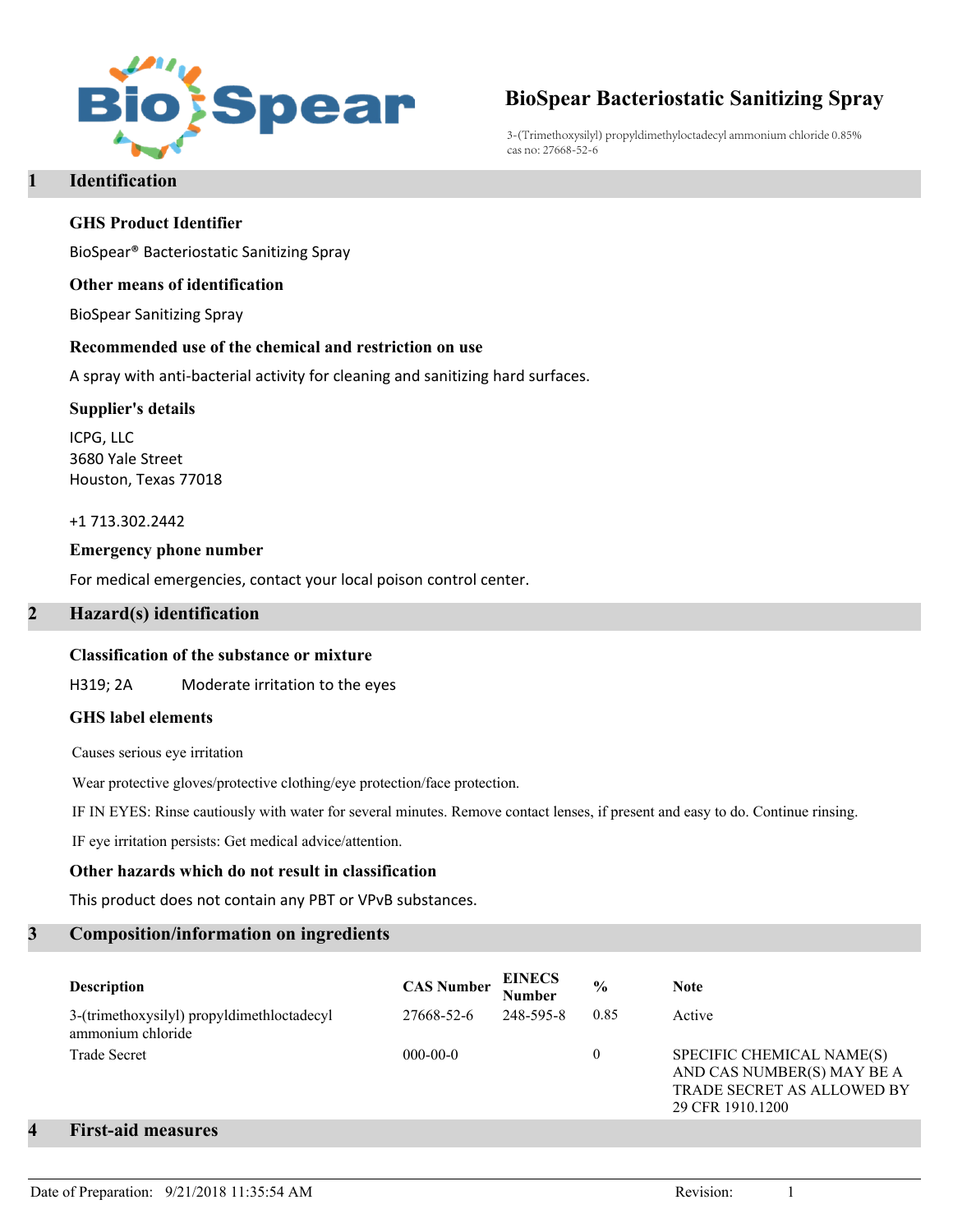# BioSpear Bacteriostatic Sanitizing Spray

3-(Trimethoxysilyl) propyldimethyloctadecyl ammonium chloride 0.85%
cas no: 27668-52-6

## 1 Identification

### GHS Product Identifier

BioSpear® Bacteriostatic Sanitizing Spray

### Other means of identification

BioSpear Sanitizing Spray

### Recommended use of the chemical and restriction on use

A spray with anti-bacterial activity for cleaning and sanitizing hard surfaces.

### Supplier's details

ICPG, LLC
3680 Yale Street
Houston, Texas 77018

+1 713.302.2442

### Emergency phone number

For medical emergencies, contact your local poison control center.

## 2 Hazard(s) identification

### Classification of the substance or mixture

H319; 2A Moderate irritation to the eyes

### GHS label elements

Causes serious eye irritation

Wear protective gloves/protective clothing/eye protection/face protection.

IF IN EYES: Rinse cautiously with water for several minutes. Remove contact lenses, if present and easy to do. Continue rinsing.

IF eye irritation persists: Get medical advice/attention.

### Other hazards which do not result in classification

This product does not contain any PBT or VPvB substances.

## 3 Composition/information on ingredients

| Description | CAS Number | EINECS Number | % | Note |
|---|---|---|---|---|
| 3-(trimethoxysilyl) propyldimethloctadecyl ammonium chloride | 27668-52-6 | 248-595-8 | 0.85 | Active |
| Trade Secret | 000-00-0 | | 0 | SPECIFIC CHEMICAL NAME(S) AND CAS NUMBER(S) MAY BE A TRADE SECRET AS ALLOWED BY 29 CFR 1910.1200 |

## 4 First-aid measures

Date of Preparation: 9/21/2018 11:35:54 AM Revision: 1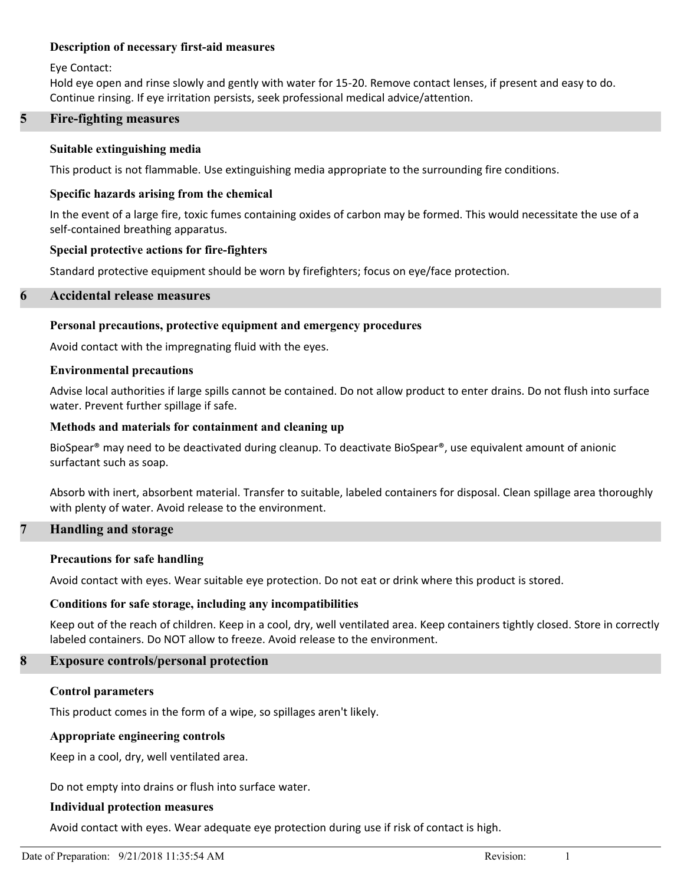### Description of necessary first-aid measures

Eye Contact:
Hold eye open and rinse slowly and gently with water for 15-20. Remove contact lenses, if present and easy to do. Continue rinsing. If eye irritation persists, seek professional medical advice/attention.

## 5 Fire-fighting measures

### Suitable extinguishing media

This product is not flammable. Use extinguishing media appropriate to the surrounding fire conditions.

### Specific hazards arising from the chemical

In the event of a large fire, toxic fumes containing oxides of carbon may be formed. This would necessitate the use of a self-contained breathing apparatus.

### Special protective actions for fire-fighters

Standard protective equipment should be worn by firefighters; focus on eye/face protection.

## 6 Accidental release measures

### Personal precautions, protective equipment and emergency procedures

Avoid contact with the impregnating fluid with the eyes.

### Environmental precautions

Advise local authorities if large spills cannot be contained. Do not allow product to enter drains. Do not flush into surface water. Prevent further spillage if safe.

### Methods and materials for containment and cleaning up

BioSpear® may need to be deactivated during cleanup. To deactivate BioSpear®, use equivalent amount of anionic surfactant such as soap.

Absorb with inert, absorbent material. Transfer to suitable, labeled containers for disposal. Clean spillage area thoroughly with plenty of water. Avoid release to the environment.

## 7 Handling and storage

### Precautions for safe handling

Avoid contact with eyes. Wear suitable eye protection. Do not eat or drink where this product is stored.

### Conditions for safe storage, including any incompatibilities

Keep out of the reach of children. Keep in a cool, dry, well ventilated area. Keep containers tightly closed. Store in correctly labeled containers. Do NOT allow to freeze. Avoid release to the environment.

## 8 Exposure controls/personal protection

### Control parameters

This product comes in the form of a wipe, so spillages aren't likely.

### Appropriate engineering controls

Keep in a cool, dry, well ventilated area.

Do not empty into drains or flush into surface water.

### Individual protection measures

Avoid contact with eyes. Wear adequate eye protection during use if risk of contact is high.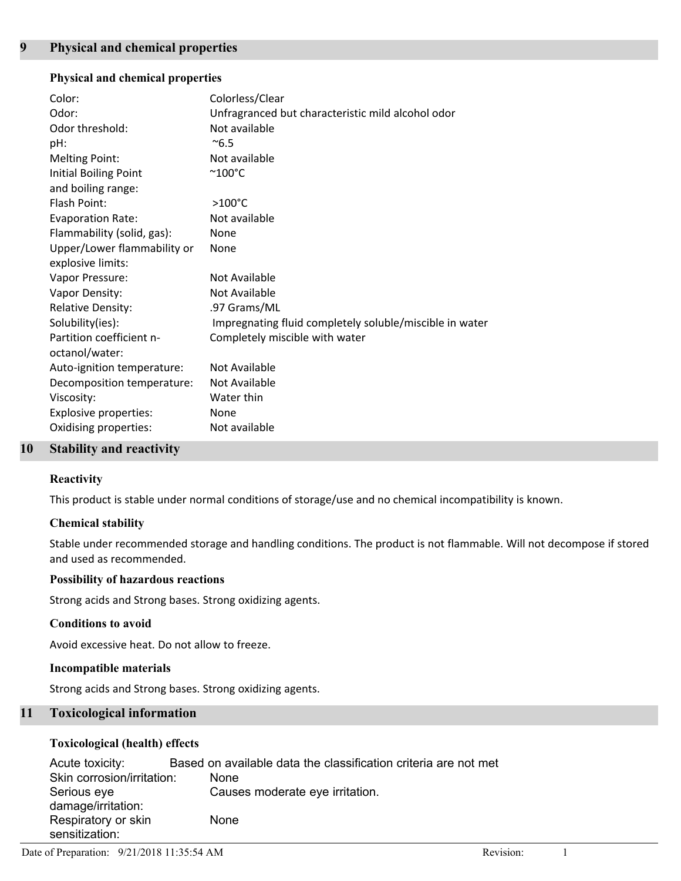## 9 Physical and chemical properties

### Physical and chemical properties

| | |
|---|---|
| Color: | Colorless/Clear |
| Odor: | Unfragranced but characteristic mild alcohol odor |
| Odor threshold: | Not available |
| pH: | ~6.5 |
| Melting Point: | Not available |
| Initial Boiling Point and boiling range: | ~100°C |
| Flash Point: | >100°C |
| Evaporation Rate: | Not available |
| Flammability (solid, gas): | None |
| Upper/Lower flammability or explosive limits: | None |
| Vapor Pressure: | Not Available |
| Vapor Density: | Not Available |
| Relative Density: | .97 Grams/ML |
| Solubility(ies): | Impregnating fluid completely soluble/miscible in water |
| Partition coefficient n-octanol/water: | Completely miscible with water |
| Auto-ignition temperature: | Not Available |
| Decomposition temperature: | Not Available |
| Viscosity: | Water thin |
| Explosive properties: | None |
| Oxidising properties: | Not available |

## 10 Stability and reactivity

### Reactivity

This product is stable under normal conditions of storage/use and no chemical incompatibility is known.

### Chemical stability

Stable under recommended storage and handling conditions. The product is not flammable. Will not decompose if stored and used as recommended.

### Possibility of hazardous reactions

Strong acids and Strong bases. Strong oxidizing agents.

### Conditions to avoid

Avoid excessive heat. Do not allow to freeze.

### Incompatible materials

Strong acids and Strong bases. Strong oxidizing agents.

## 11 Toxicological information

### Toxicological (health) effects

| | |
|---|---|
| Acute toxicity: | Based on available data the classification criteria are not met |
| Skin corrosion/irritation: | None |
| Serious eye damage/irritation: | Causes moderate eye irritation. |
| Respiratory or skin sensitization: | None |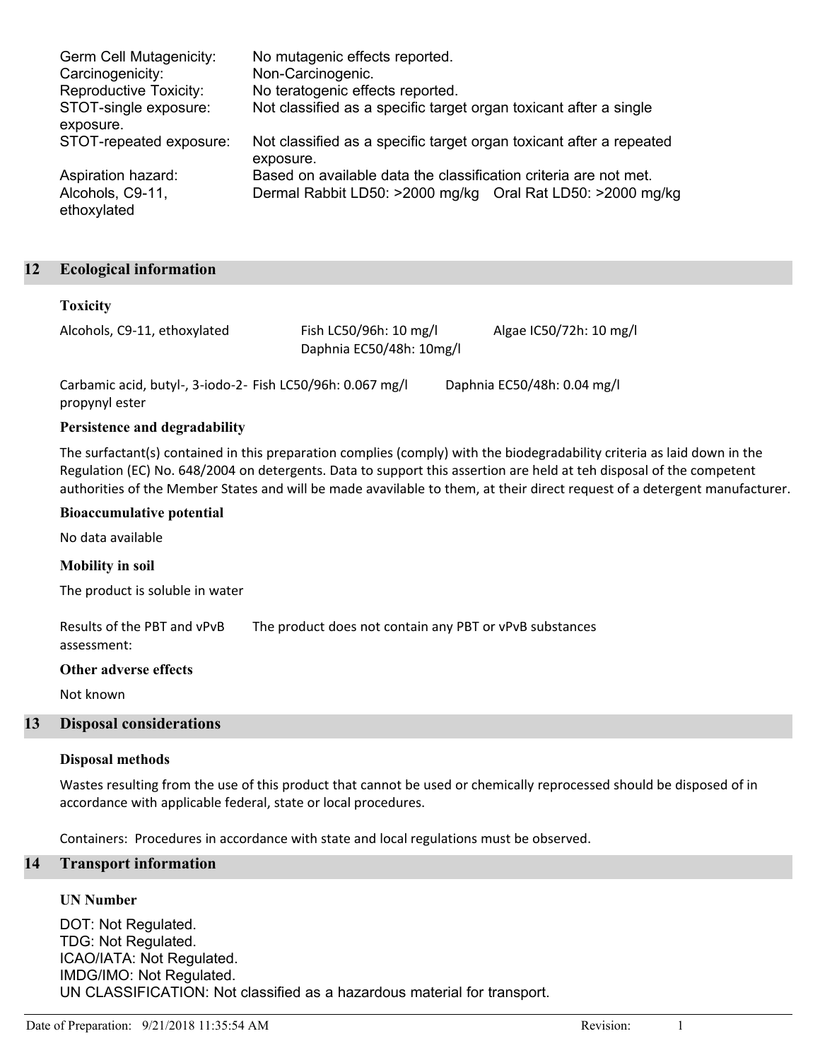| | |
|---|---|
| Germ Cell Mutagenicity: | No mutagenic effects reported. |
| Carcinogenicity: | Non-Carcinogenic. |
| Reproductive Toxicity: | No teratogenic effects reported. |
| STOT-single exposure: | Not classified as a specific target organ toxicant after a single exposure. |
| STOT-repeated exposure: | Not classified as a specific target organ toxicant after a repeated exposure. |
| Aspiration hazard: | Based on available data the classification criteria are not met. |
| Alcohols, C9-11, ethoxylated | Dermal Rabbit LD50: >2000 mg/kg   Oral Rat LD50: >2000 mg/kg |

## 12 Ecological information

### Toxicity

| | | |
|---|---|---|
| Alcohols, C9-11, ethoxylated | Fish LC50/96h: 10 mg/l<br>Daphnia EC50/48h: 10mg/l | Algae IC50/72h: 10 mg/l |
| Carbamic acid, butyl-, 3-iodo-2-propynyl ester | Fish LC50/96h: 0.067 mg/l | Daphnia EC50/48h: 0.04 mg/l |

### Persistence and degradability

The surfactant(s) contained in this preparation complies (comply) with the biodegradability criteria as laid down in the Regulation (EC) No. 648/2004 on detergents. Data to support this assertion are held at teh disposal of the competent authorities of the Member States and will be made avavilable to them, at their direct request of a detergent manufacturer.

### Bioaccumulative potential

No data available

### Mobility in soil

The product is soluble in water

Results of the PBT and vPvB assessment: The product does not contain any PBT or vPvB substances

### Other adverse effects

Not known

## 13 Disposal considerations

### Disposal methods

Wastes resulting from the use of this product that cannot be used or chemically reprocessed should be disposed of in accordance with applicable federal, state or local procedures.

Containers: Procedures in accordance with state and local regulations must be observed.

## 14 Transport information

### UN Number

DOT: Not Regulated.
TDG: Not Regulated.
ICAO/IATA: Not Regulated.
IMDG/IMO: Not Regulated.
UN CLASSIFICATION: Not classified as a hazardous material for transport.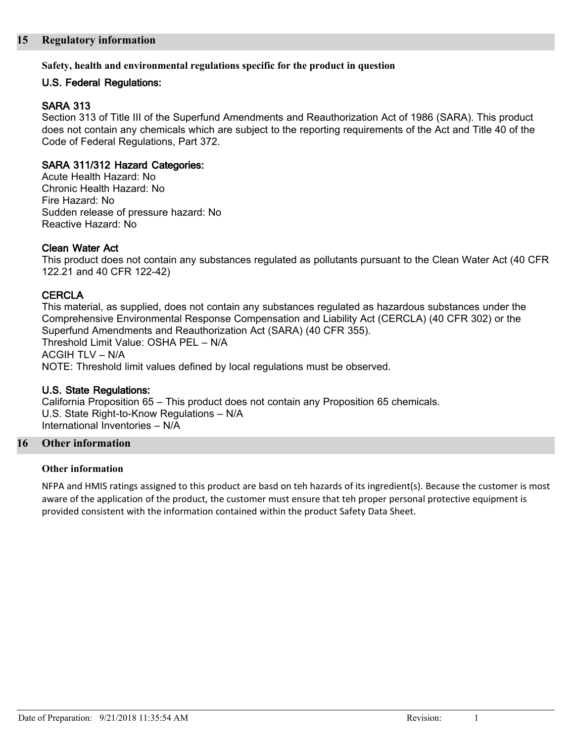## 15 Regulatory information

**Safety, health and environmental regulations specific for the product in question**

### U.S. Federal Regulations:

**SARA 313**

Section 313 of Title III of the Superfund Amendments and Reauthorization Act of 1986 (SARA). This product does not contain any chemicals which are subject to the reporting requirements of the Act and Title 40 of the Code of Federal Regulations, Part 372.

**SARA 311/312 Hazard Categories:**

Acute Health Hazard: No
Chronic Health Hazard: No
Fire Hazard: No
Sudden release of pressure hazard: No
Reactive Hazard: No

**Clean Water Act**

This product does not contain any substances regulated as pollutants pursuant to the Clean Water Act (40 CFR 122.21 and 40 CFR 122-42)

**CERCLA**

This material, as supplied, does not contain any substances regulated as hazardous substances under the Comprehensive Environmental Response Compensation and Liability Act (CERCLA) (40 CFR 302) or the Superfund Amendments and Reauthorization Act (SARA) (40 CFR 355).
Threshold Limit Value: OSHA PEL – N/A
ACGIH TLV – N/A
NOTE: Threshold limit values defined by local regulations must be observed.

### U.S. State Regulations:

California Proposition 65 – This product does not contain any Proposition 65 chemicals.
U.S. State Right-to-Know Regulations – N/A
International Inventories – N/A

## 16 Other information

**Other information**

NFPA and HMIS ratings assigned to this product are basd on teh hazards of its ingredient(s). Because the customer is most aware of the application of the product, the customer must ensure that teh proper personal protective equipment is provided consistent with the information contained within the product Safety Data Sheet.

Date of Preparation: 9/21/2018 11:35:54 AM Revision: 1